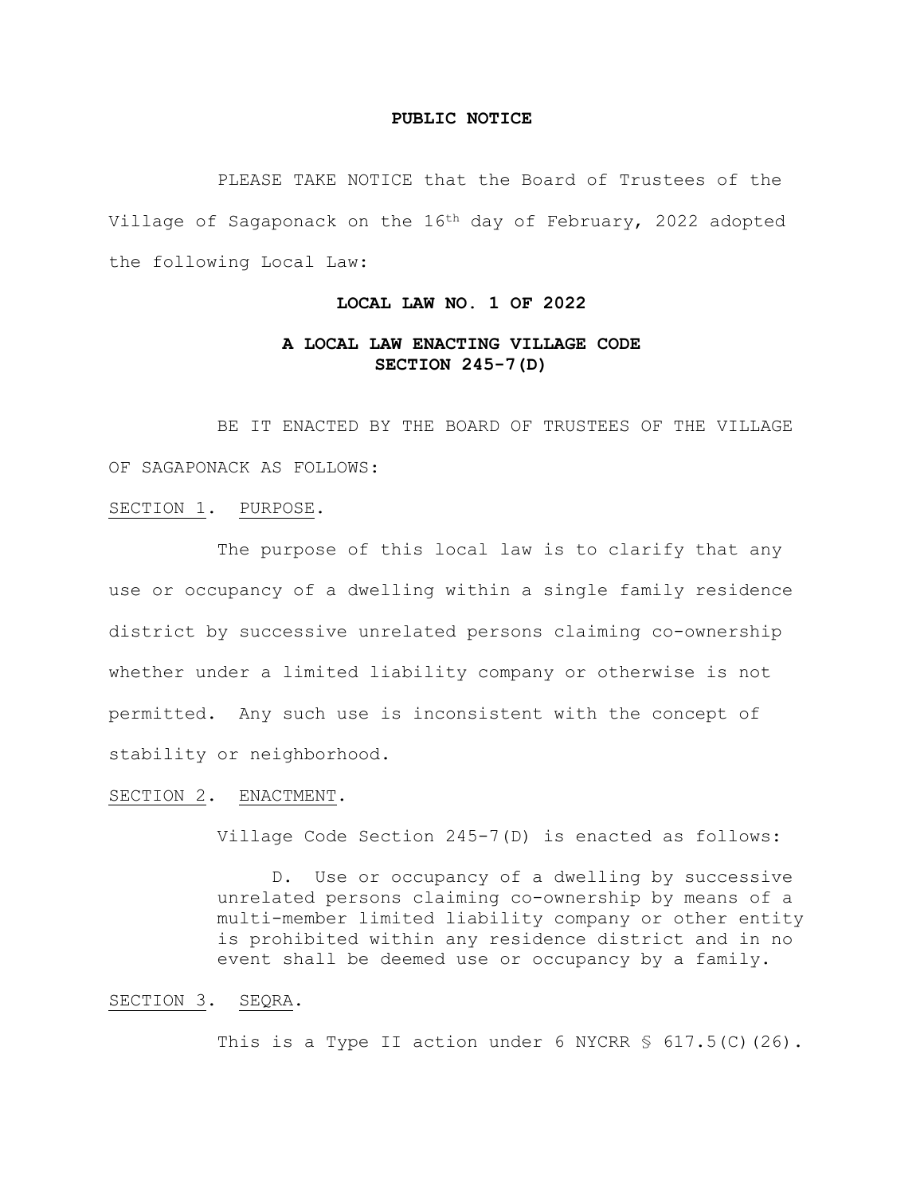**PUBLIC NOTICE**

PLEASE TAKE NOTICE that the Board of Trustees of the Village of Sagaponack on the 16th day of February, 2022 adopted the following Local Law:

**LOCAL LAW NO. 1 OF 2022**

**A LOCAL LAW ENACTING VILLAGE CODE SECTION 245-7(D)**

BE IT ENACTED BY THE BOARD OF TRUSTEES OF THE VILLAGE OF SAGAPONACK AS FOLLOWS:

SECTION 1. PURPOSE.

The purpose of this local law is to clarify that any use or occupancy of a dwelling within a single family residence district by successive unrelated persons claiming co-ownership whether under a limited liability company or otherwise is not permitted. Any such use is inconsistent with the concept of stability or neighborhood.

SECTION 2. ENACTMENT.

Village Code Section 245-7(D) is enacted as follows:

> D. Use or occupancy of a dwelling by successive unrelated persons claiming co-ownership by means of a multi-member limited liability company or other entity is prohibited within any residence district and in no event shall be deemed use or occupancy by a family.

SECTION 3. SEQRA.

This is a Type II action under 6 NYCRR § 617.5(C)(26).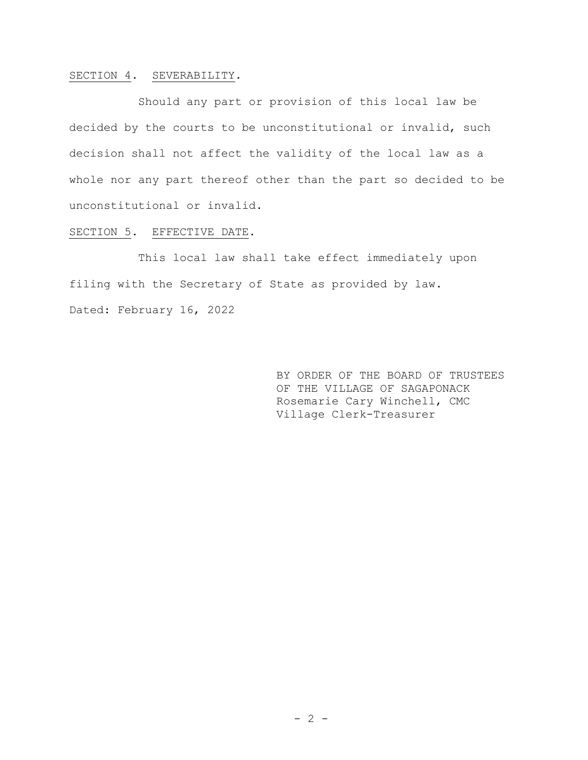SECTION 4. SEVERABILITY.

Should any part or provision of this local law be decided by the courts to be unconstitutional or invalid, such decision shall not affect the validity of the local law as a whole nor any part thereof other than the part so decided to be unconstitutional or invalid.

SECTION 5. EFFECTIVE DATE.

This local law shall take effect immediately upon filing with the Secretary of State as provided by law.

Dated: February 16, 2022

BY ORDER OF THE BOARD OF TRUSTEES
OF THE VILLAGE OF SAGAPONACK
Rosemarie Cary Winchell, CMC
Village Clerk-Treasurer